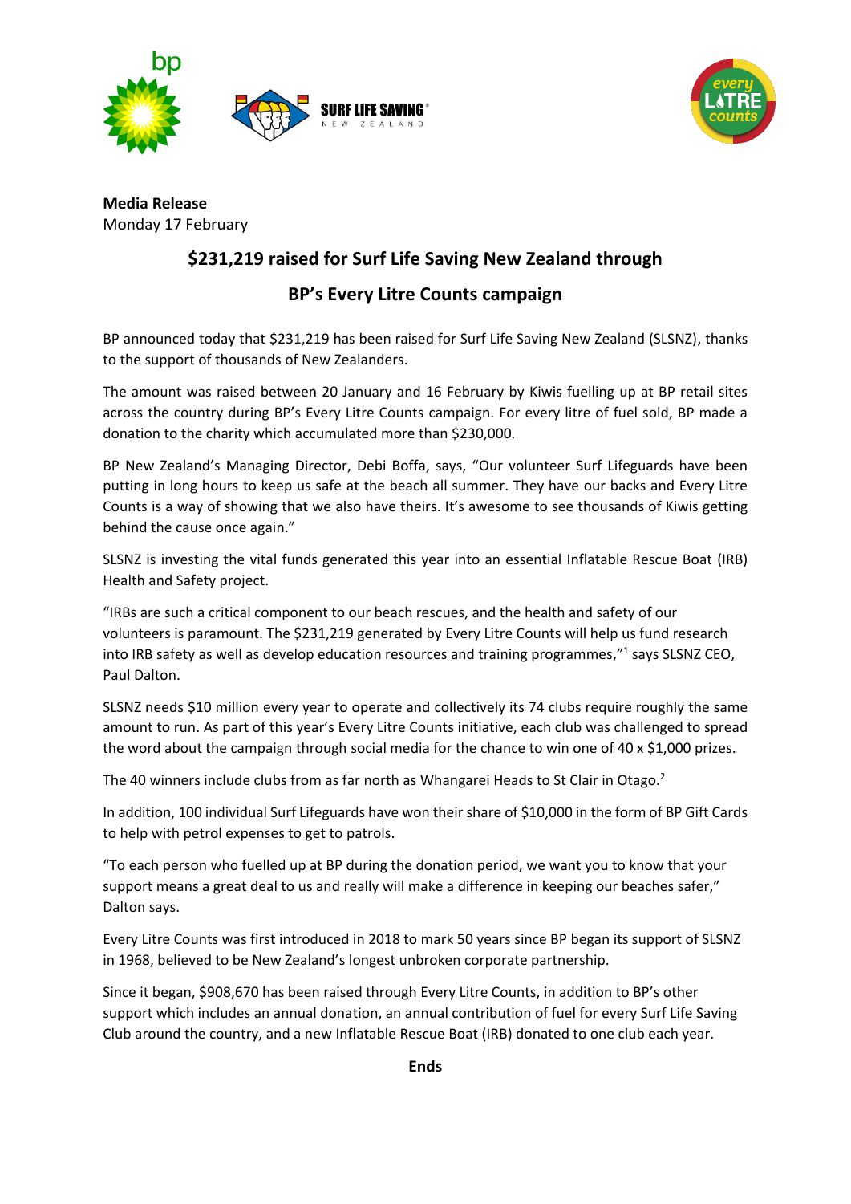**Media Release**
Monday 17 February

# $231,219 raised for Surf Life Saving New Zealand through BP's Every Litre Counts campaign

BP announced today that $231,219 has been raised for Surf Life Saving New Zealand (SLSNZ), thanks to the support of thousands of New Zealanders.

The amount was raised between 20 January and 16 February by Kiwis fuelling up at BP retail sites across the country during BP's Every Litre Counts campaign. For every litre of fuel sold, BP made a donation to the charity which accumulated more than $230,000.

BP New Zealand's Managing Director, Debi Boffa, says, "Our volunteer Surf Lifeguards have been putting in long hours to keep us safe at the beach all summer. They have our backs and Every Litre Counts is a way of showing that we also have theirs. It's awesome to see thousands of Kiwis getting behind the cause once again."

SLSNZ is investing the vital funds generated this year into an essential Inflatable Rescue Boat (IRB) Health and Safety project.

"IRBs are such a critical component to our beach rescues, and the health and safety of our volunteers is paramount. The $231,219 generated by Every Litre Counts will help us fund research into IRB safety as well as develop education resources and training programmes,"[1] says SLSNZ CEO, Paul Dalton.

SLSNZ needs $10 million every year to operate and collectively its 74 clubs require roughly the same amount to run. As part of this year's Every Litre Counts initiative, each club was challenged to spread the word about the campaign through social media for the chance to win one of 40 x $1,000 prizes.

The 40 winners include clubs from as far north as Whangarei Heads to St Clair in Otago.[2]

In addition, 100 individual Surf Lifeguards have won their share of $10,000 in the form of BP Gift Cards to help with petrol expenses to get to patrols.

"To each person who fuelled up at BP during the donation period, we want you to know that your support means a great deal to us and really will make a difference in keeping our beaches safer," Dalton says.

Every Litre Counts was first introduced in 2018 to mark 50 years since BP began its support of SLSNZ in 1968, believed to be New Zealand's longest unbroken corporate partnership.

Since it began, $908,670 has been raised through Every Litre Counts, in addition to BP's other support which includes an annual donation, an annual contribution of fuel for every Surf Life Saving Club around the country, and a new Inflatable Rescue Boat (IRB) donated to one club each year.

**Ends**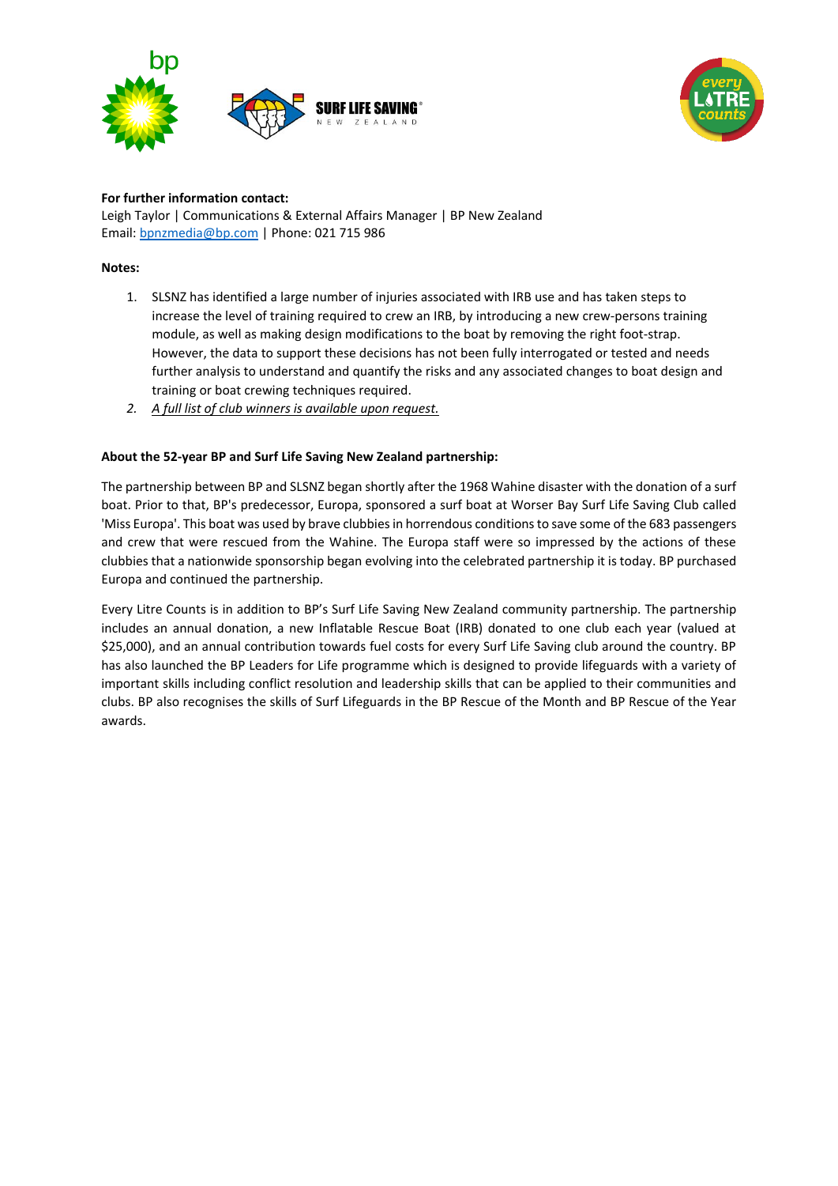**For further information contact:**
Leigh Taylor | Communications & External Affairs Manager | BP New Zealand
Email: bpnzmedia@bp.com | Phone: 021 715 986

**Notes:**

1. SLSNZ has identified a large number of injuries associated with IRB use and has taken steps to increase the level of training required to crew an IRB, by introducing a new crew-persons training module, as well as making design modifications to the boat by removing the right foot-strap. However, the data to support these decisions has not been fully interrogated or tested and needs further analysis to understand and quantify the risks and any associated changes to boat design and training or boat crewing techniques required.
2. *A full list of club winners is available upon request.*

**About the 52-year BP and Surf Life Saving New Zealand partnership:**

The partnership between BP and SLSNZ began shortly after the 1968 Wahine disaster with the donation of a surf boat. Prior to that, BP's predecessor, Europa, sponsored a surf boat at Worser Bay Surf Life Saving Club called 'Miss Europa'. This boat was used by brave clubbies in horrendous conditions to save some of the 683 passengers and crew that were rescued from the Wahine. The Europa staff were so impressed by the actions of these clubbies that a nationwide sponsorship began evolving into the celebrated partnership it is today. BP purchased Europa and continued the partnership.

Every Litre Counts is in addition to BP's Surf Life Saving New Zealand community partnership. The partnership includes an annual donation, a new Inflatable Rescue Boat (IRB) donated to one club each year (valued at $25,000), and an annual contribution towards fuel costs for every Surf Life Saving club around the country. BP has also launched the BP Leaders for Life programme which is designed to provide lifeguards with a variety of important skills including conflict resolution and leadership skills that can be applied to their communities and clubs. BP also recognises the skills of Surf Lifeguards in the BP Rescue of the Month and BP Rescue of the Year awards.